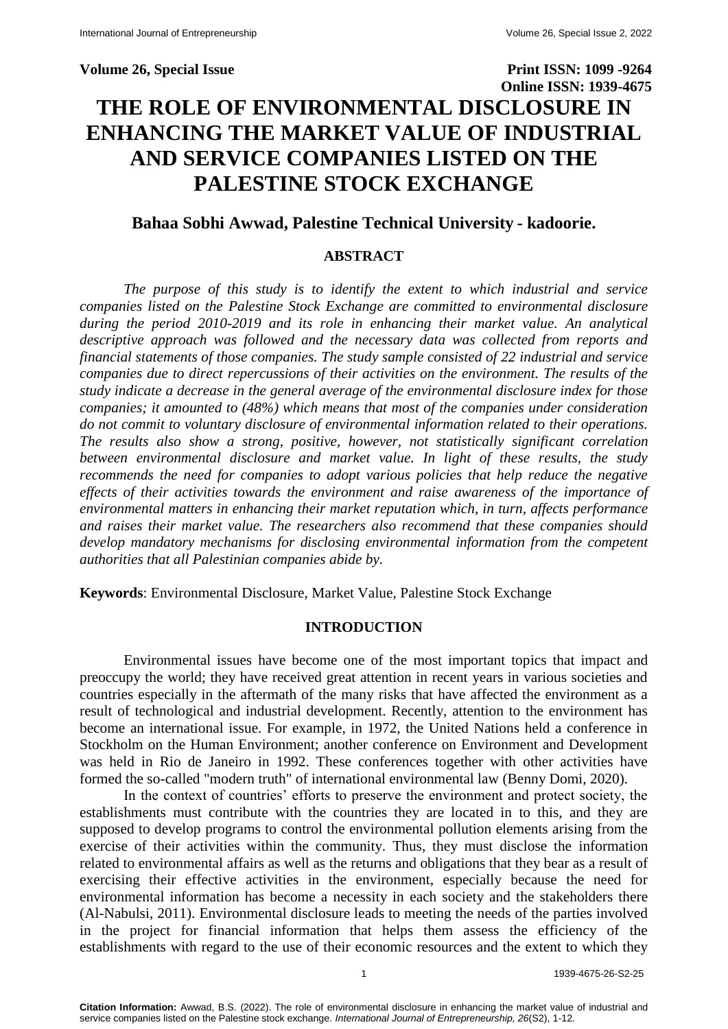**Volume 26, Special Issue** **Print ISSN: 1099 -9264**
**Online ISSN: 1939-4675**

# THE ROLE OF ENVIRONMENTAL DISCLOSURE IN ENHANCING THE MARKET VALUE OF INDUSTRIAL AND SERVICE COMPANIES LISTED ON THE PALESTINE STOCK EXCHANGE

**Bahaa Sobhi Awwad, Palestine Technical University - kadoorie.**

## ABSTRACT

*The purpose of this study is to identify the extent to which industrial and service companies listed on the Palestine Stock Exchange are committed to environmental disclosure during the period 2010-2019 and its role in enhancing their market value. An analytical descriptive approach was followed and the necessary data was collected from reports and financial statements of those companies. The study sample consisted of 22 industrial and service companies due to direct repercussions of their activities on the environment. The results of the study indicate a decrease in the general average of the environmental disclosure index for those companies; it amounted to (48%) which means that most of the companies under consideration do not commit to voluntary disclosure of environmental information related to their operations. The results also show a strong, positive, however, not statistically significant correlation between environmental disclosure and market value. In light of these results, the study recommends the need for companies to adopt various policies that help reduce the negative effects of their activities towards the environment and raise awareness of the importance of environmental matters in enhancing their market reputation which, in turn, affects performance and raises their market value. The researchers also recommend that these companies should develop mandatory mechanisms for disclosing environmental information from the competent authorities that all Palestinian companies abide by.*

**Keywords**: Environmental Disclosure, Market Value, Palestine Stock Exchange

## INTRODUCTION

Environmental issues have become one of the most important topics that impact and preoccupy the world; they have received great attention in recent years in various societies and countries especially in the aftermath of the many risks that have affected the environment as a result of technological and industrial development. Recently, attention to the environment has become an international issue. For example, in 1972, the United Nations held a conference in Stockholm on the Human Environment; another conference on Environment and Development was held in Rio de Janeiro in 1992. These conferences together with other activities have formed the so-called "modern truth" of international environmental law (Benny Domi, 2020).

In the context of countries' efforts to preserve the environment and protect society, the establishments must contribute with the countries they are located in to this, and they are supposed to develop programs to control the environmental pollution elements arising from the exercise of their activities within the community. Thus, they must disclose the information related to environmental affairs as well as the returns and obligations that they bear as a result of exercising their effective activities in the environment, especially because the need for environmental information has become a necessity in each society and the stakeholders there (Al-Nabulsi, 2011). Environmental disclosure leads to meeting the needs of the parties involved in the project for financial information that helps them assess the efficiency of the establishments with regard to the use of their economic resources and the extent to which they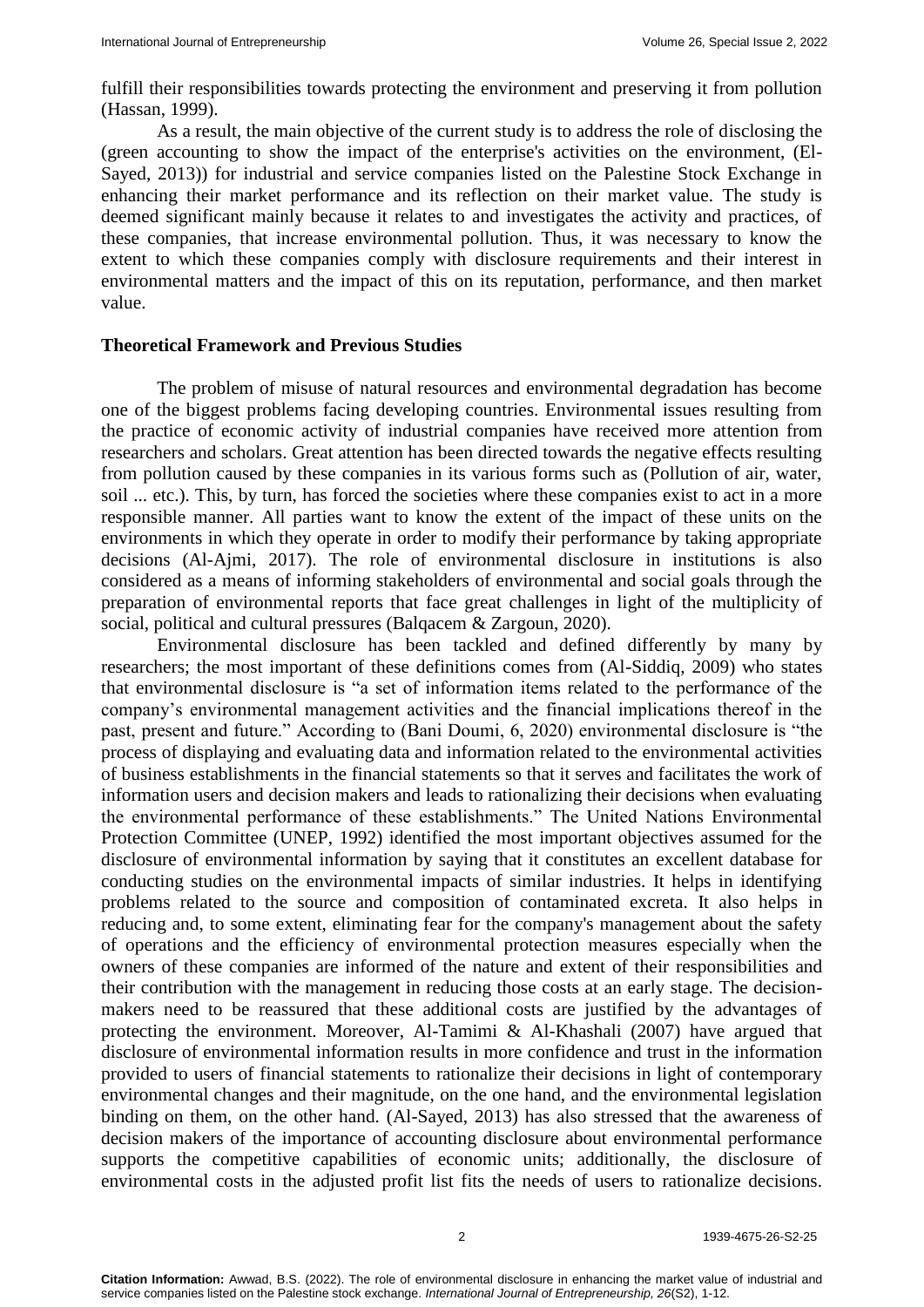fulfill their responsibilities towards protecting the environment and preserving it from pollution (Hassan, 1999).

As a result, the main objective of the current study is to address the role of disclosing the (green accounting to show the impact of the enterprise's activities on the environment, (El-Sayed, 2013)) for industrial and service companies listed on the Palestine Stock Exchange in enhancing their market performance and its reflection on their market value. The study is deemed significant mainly because it relates to and investigates the activity and practices, of these companies, that increase environmental pollution. Thus, it was necessary to know the extent to which these companies comply with disclosure requirements and their interest in environmental matters and the impact of this on its reputation, performance, and then market value.

## Theoretical Framework and Previous Studies

The problem of misuse of natural resources and environmental degradation has become one of the biggest problems facing developing countries. Environmental issues resulting from the practice of economic activity of industrial companies have received more attention from researchers and scholars. Great attention has been directed towards the negative effects resulting from pollution caused by these companies in its various forms such as (Pollution of air, water, soil ... etc.). This, by turn, has forced the societies where these companies exist to act in a more responsible manner. All parties want to know the extent of the impact of these units on the environments in which they operate in order to modify their performance by taking appropriate decisions (Al-Ajmi, 2017). The role of environmental disclosure in institutions is also considered as a means of informing stakeholders of environmental and social goals through the preparation of environmental reports that face great challenges in light of the multiplicity of social, political and cultural pressures (Balqacem & Zargoun, 2020).

Environmental disclosure has been tackled and defined differently by many by researchers; the most important of these definitions comes from (Al-Siddiq, 2009) who states that environmental disclosure is "a set of information items related to the performance of the company's environmental management activities and the financial implications thereof in the past, present and future." According to (Bani Doumi, 6, 2020) environmental disclosure is "the process of displaying and evaluating data and information related to the environmental activities of business establishments in the financial statements so that it serves and facilitates the work of information users and decision makers and leads to rationalizing their decisions when evaluating the environmental performance of these establishments." The United Nations Environmental Protection Committee (UNEP, 1992) identified the most important objectives assumed for the disclosure of environmental information by saying that it constitutes an excellent database for conducting studies on the environmental impacts of similar industries. It helps in identifying problems related to the source and composition of contaminated excreta. It also helps in reducing and, to some extent, eliminating fear for the company's management about the safety of operations and the efficiency of environmental protection measures especially when the owners of these companies are informed of the nature and extent of their responsibilities and their contribution with the management in reducing those costs at an early stage. The decision-makers need to be reassured that these additional costs are justified by the advantages of protecting the environment. Moreover, Al-Tamimi & Al-Khashali (2007) have argued that disclosure of environmental information results in more confidence and trust in the information provided to users of financial statements to rationalize their decisions in light of contemporary environmental changes and their magnitude, on the one hand, and the environmental legislation binding on them, on the other hand. (Al-Sayed, 2013) has also stressed that the awareness of decision makers of the importance of accounting disclosure about environmental performance supports the competitive capabilities of economic units; additionally, the disclosure of environmental costs in the adjusted profit list fits the needs of users to rationalize decisions.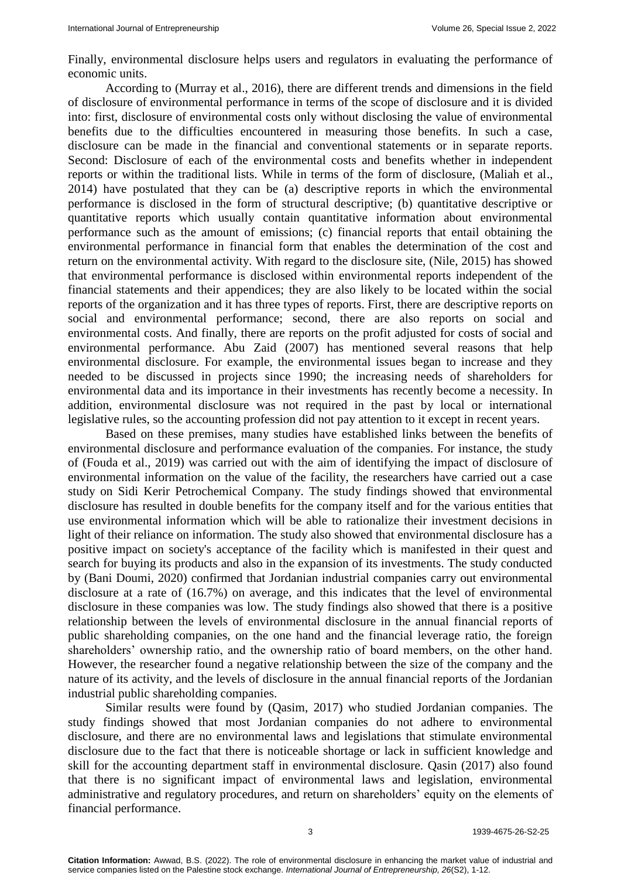Finally, environmental disclosure helps users and regulators in evaluating the performance of economic units.

According to (Murray et al., 2016), there are different trends and dimensions in the field of disclosure of environmental performance in terms of the scope of disclosure and it is divided into: first, disclosure of environmental costs only without disclosing the value of environmental benefits due to the difficulties encountered in measuring those benefits. In such a case, disclosure can be made in the financial and conventional statements or in separate reports. Second: Disclosure of each of the environmental costs and benefits whether in independent reports or within the traditional lists. While in terms of the form of disclosure, (Maliah et al., 2014) have postulated that they can be (a) descriptive reports in which the environmental performance is disclosed in the form of structural descriptive; (b) quantitative descriptive or quantitative reports which usually contain quantitative information about environmental performance such as the amount of emissions; (c) financial reports that entail obtaining the environmental performance in financial form that enables the determination of the cost and return on the environmental activity. With regard to the disclosure site, (Nile, 2015) has showed that environmental performance is disclosed within environmental reports independent of the financial statements and their appendices; they are also likely to be located within the social reports of the organization and it has three types of reports. First, there are descriptive reports on social and environmental performance; second, there are also reports on social and environmental costs. And finally, there are reports on the profit adjusted for costs of social and environmental performance. Abu Zaid (2007) has mentioned several reasons that help environmental disclosure. For example, the environmental issues began to increase and they needed to be discussed in projects since 1990; the increasing needs of shareholders for environmental data and its importance in their investments has recently become a necessity. In addition, environmental disclosure was not required in the past by local or international legislative rules, so the accounting profession did not pay attention to it except in recent years.

Based on these premises, many studies have established links between the benefits of environmental disclosure and performance evaluation of the companies. For instance, the study of (Fouda et al., 2019) was carried out with the aim of identifying the impact of disclosure of environmental information on the value of the facility, the researchers have carried out a case study on Sidi Kerir Petrochemical Company. The study findings showed that environmental disclosure has resulted in double benefits for the company itself and for the various entities that use environmental information which will be able to rationalize their investment decisions in light of their reliance on information. The study also showed that environmental disclosure has a positive impact on society's acceptance of the facility which is manifested in their quest and search for buying its products and also in the expansion of its investments. The study conducted by (Bani Doumi, 2020) confirmed that Jordanian industrial companies carry out environmental disclosure at a rate of (16.7%) on average, and this indicates that the level of environmental disclosure in these companies was low. The study findings also showed that there is a positive relationship between the levels of environmental disclosure in the annual financial reports of public shareholding companies, on the one hand and the financial leverage ratio, the foreign shareholders' ownership ratio, and the ownership ratio of board members, on the other hand. However, the researcher found a negative relationship between the size of the company and the nature of its activity, and the levels of disclosure in the annual financial reports of the Jordanian industrial public shareholding companies.

Similar results were found by (Qasim, 2017) who studied Jordanian companies. The study findings showed that most Jordanian companies do not adhere to environmental disclosure, and there are no environmental laws and legislations that stimulate environmental disclosure due to the fact that there is noticeable shortage or lack in sufficient knowledge and skill for the accounting department staff in environmental disclosure. Qasin (2017) also found that there is no significant impact of environmental laws and legislation, environmental administrative and regulatory procedures, and return on shareholders' equity on the elements of financial performance.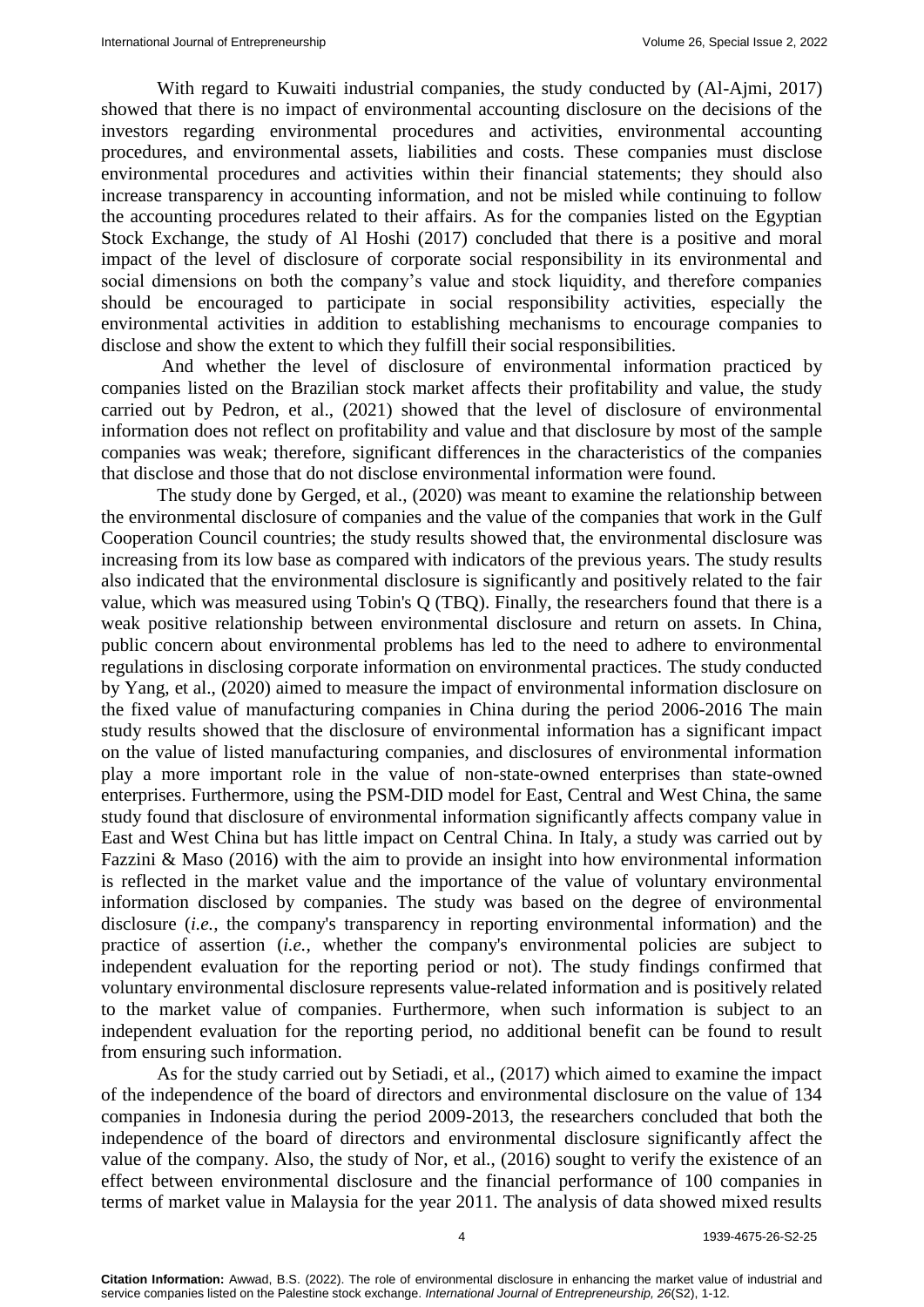With regard to Kuwaiti industrial companies, the study conducted by (Al-Ajmi, 2017) showed that there is no impact of environmental accounting disclosure on the decisions of the investors regarding environmental procedures and activities, environmental accounting procedures, and environmental assets, liabilities and costs. These companies must disclose environmental procedures and activities within their financial statements; they should also increase transparency in accounting information, and not be misled while continuing to follow the accounting procedures related to their affairs. As for the companies listed on the Egyptian Stock Exchange, the study of Al Hoshi (2017) concluded that there is a positive and moral impact of the level of disclosure of corporate social responsibility in its environmental and social dimensions on both the company's value and stock liquidity, and therefore companies should be encouraged to participate in social responsibility activities, especially the environmental activities in addition to establishing mechanisms to encourage companies to disclose and show the extent to which they fulfill their social responsibilities.

And whether the level of disclosure of environmental information practiced by companies listed on the Brazilian stock market affects their profitability and value, the study carried out by Pedron, et al., (2021) showed that the level of disclosure of environmental information does not reflect on profitability and value and that disclosure by most of the sample companies was weak; therefore, significant differences in the characteristics of the companies that disclose and those that do not disclose environmental information were found.

The study done by Gerged, et al., (2020) was meant to examine the relationship between the environmental disclosure of companies and the value of the companies that work in the Gulf Cooperation Council countries; the study results showed that, the environmental disclosure was increasing from its low base as compared with indicators of the previous years. The study results also indicated that the environmental disclosure is significantly and positively related to the fair value, which was measured using Tobin's Q (TBQ). Finally, the researchers found that there is a weak positive relationship between environmental disclosure and return on assets. In China, public concern about environmental problems has led to the need to adhere to environmental regulations in disclosing corporate information on environmental practices. The study conducted by Yang, et al., (2020) aimed to measure the impact of environmental information disclosure on the fixed value of manufacturing companies in China during the period 2006-2016 The main study results showed that the disclosure of environmental information has a significant impact on the value of listed manufacturing companies, and disclosures of environmental information play a more important role in the value of non-state-owned enterprises than state-owned enterprises. Furthermore, using the PSM-DID model for East, Central and West China, the same study found that disclosure of environmental information significantly affects company value in East and West China but has little impact on Central China. In Italy, a study was carried out by Fazzini & Maso (2016) with the aim to provide an insight into how environmental information is reflected in the market value and the importance of the value of voluntary environmental information disclosed by companies. The study was based on the degree of environmental disclosure (*i.e.,* the company's transparency in reporting environmental information) and the practice of assertion (*i.e.,* whether the company's environmental policies are subject to independent evaluation for the reporting period or not). The study findings confirmed that voluntary environmental disclosure represents value-related information and is positively related to the market value of companies. Furthermore, when such information is subject to an independent evaluation for the reporting period, no additional benefit can be found to result from ensuring such information.

As for the study carried out by Setiadi, et al., (2017) which aimed to examine the impact of the independence of the board of directors and environmental disclosure on the value of 134 companies in Indonesia during the period 2009-2013, the researchers concluded that both the independence of the board of directors and environmental disclosure significantly affect the value of the company. Also, the study of Nor, et al., (2016) sought to verify the existence of an effect between environmental disclosure and the financial performance of 100 companies in terms of market value in Malaysia for the year 2011. The analysis of data showed mixed results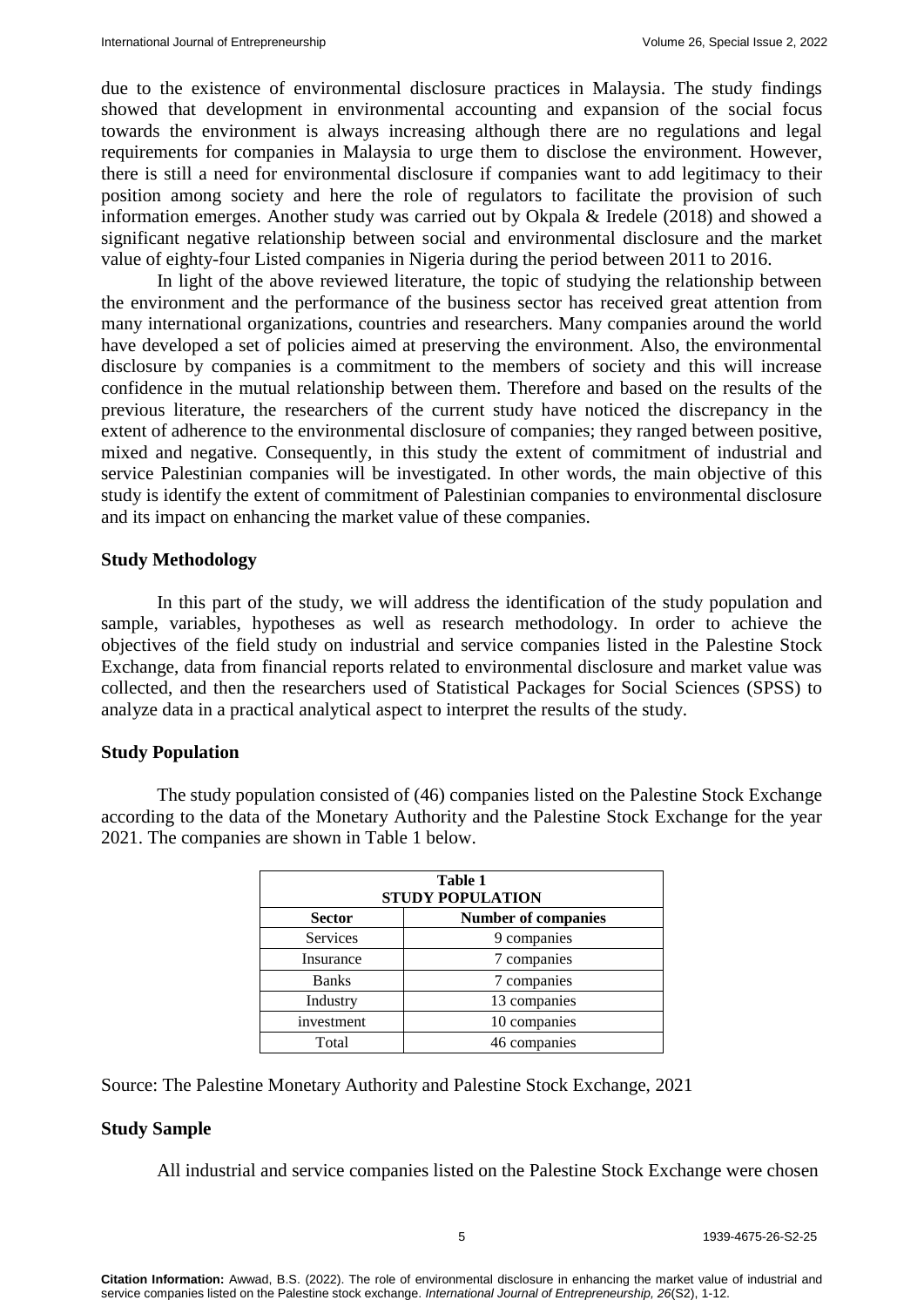due to the existence of environmental disclosure practices in Malaysia. The study findings showed that development in environmental accounting and expansion of the social focus towards the environment is always increasing although there are no regulations and legal requirements for companies in Malaysia to urge them to disclose the environment. However, there is still a need for environmental disclosure if companies want to add legitimacy to their position among society and here the role of regulators to facilitate the provision of such information emerges. Another study was carried out by Okpala & Iredele (2018) and showed a significant negative relationship between social and environmental disclosure and the market value of eighty-four Listed companies in Nigeria during the period between 2011 to 2016.

In light of the above reviewed literature, the topic of studying the relationship between the environment and the performance of the business sector has received great attention from many international organizations, countries and researchers. Many companies around the world have developed a set of policies aimed at preserving the environment. Also, the environmental disclosure by companies is a commitment to the members of society and this will increase confidence in the mutual relationship between them. Therefore and based on the results of the previous literature, the researchers of the current study have noticed the discrepancy in the extent of adherence to the environmental disclosure of companies; they ranged between positive, mixed and negative. Consequently, in this study the extent of commitment of industrial and service Palestinian companies will be investigated. In other words, the main objective of this study is identify the extent of commitment of Palestinian companies to environmental disclosure and its impact on enhancing the market value of these companies.

## Study Methodology

In this part of the study, we will address the identification of the study population and sample, variables, hypotheses as well as research methodology. In order to achieve the objectives of the field study on industrial and service companies listed in the Palestine Stock Exchange, data from financial reports related to environmental disclosure and market value was collected, and then the researchers used of Statistical Packages for Social Sciences (SPSS) to analyze data in a practical analytical aspect to interpret the results of the study.

## Study Population

The study population consisted of (46) companies listed on the Palestine Stock Exchange according to the data of the Monetary Authority and the Palestine Stock Exchange for the year 2021. The companies are shown in Table 1 below.

**Table 1**
**STUDY POPULATION**

| Sector | Number of companies |
|---|---|
| Services | 9 companies |
| Insurance | 7 companies |
| Banks | 7 companies |
| Industry | 13 companies |
| investment | 10 companies |
| Total | 46 companies |

Source: The Palestine Monetary Authority and Palestine Stock Exchange, 2021

## Study Sample

All industrial and service companies listed on the Palestine Stock Exchange were chosen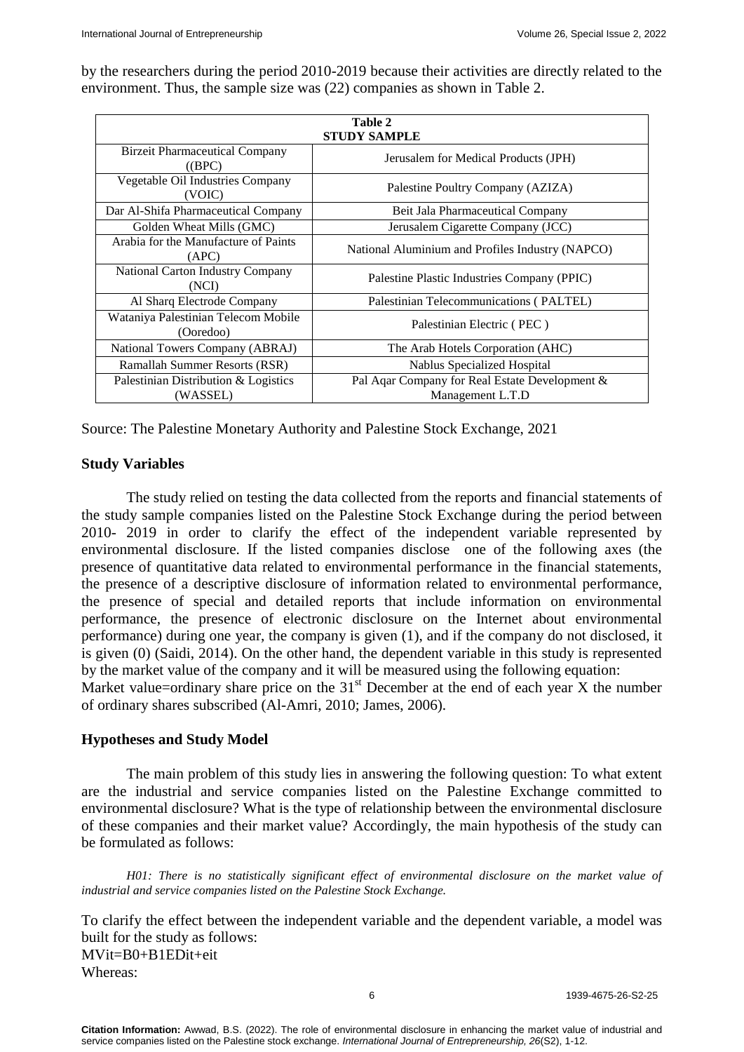by the researchers during the period 2010-2019 because their activities are directly related to the environment. Thus, the sample size was (22) companies as shown in Table 2.

| Table 2 STUDY SAMPLE | |
|---|---|
| Birzeit Pharmaceutical Company ((BPC) | Jerusalem for Medical Products (JPH) |
| Vegetable Oil Industries Company (VOIC) | Palestine Poultry Company (AZIZA) |
| Dar Al-Shifa Pharmaceutical Company | Beit Jala Pharmaceutical Company |
| Golden Wheat Mills (GMC) | Jerusalem Cigarette Company (JCC) |
| Arabia for the Manufacture of Paints (APC) | National Aluminium and Profiles Industry (NAPCO) |
| National Carton Industry Company (NCI) | Palestine Plastic Industries Company (PPIC) |
| Al Sharq Electrode Company | Palestinian Telecommunications ( PALTEL) |
| Wataniya Palestinian Telecom Mobile (Ooredoo) | Palestinian Electric ( PEC ) |
| National Towers Company (ABRAJ) | The Arab Hotels Corporation (AHC) |
| Ramallah Summer Resorts (RSR) | Nablus Specialized Hospital |
| Palestinian Distribution & Logistics (WASSEL) | Pal Aqar Company for Real Estate Development & Management L.T.D |

Source: The Palestine Monetary Authority and Palestine Stock Exchange, 2021

### Study Variables

The study relied on testing the data collected from the reports and financial statements of the study sample companies listed on the Palestine Stock Exchange during the period between 2010- 2019 in order to clarify the effect of the independent variable represented by environmental disclosure. If the listed companies disclose one of the following axes (the presence of quantitative data related to environmental performance in the financial statements, the presence of a descriptive disclosure of information related to environmental performance, the presence of special and detailed reports that include information on environmental performance, the presence of electronic disclosure on the Internet about environmental performance) during one year, the company is given (1), and if the company do not disclosed, it is given (0) (Saidi, 2014). On the other hand, the dependent variable in this study is represented by the market value of the company and it will be measured using the following equation:
Market value=ordinary share price on the $31^{st}$ December at the end of each year X the number of ordinary shares subscribed (Al-Amri, 2010; James, 2006).

### Hypotheses and Study Model

The main problem of this study lies in answering the following question: To what extent are the industrial and service companies listed on the Palestine Exchange committed to environmental disclosure? What is the type of relationship between the environmental disclosure of these companies and their market value? Accordingly, the main hypothesis of the study can be formulated as follows:

*H01: There is no statistically significant effect of environmental disclosure on the market value of industrial and service companies listed on the Palestine Stock Exchange.*

To clarify the effect between the independent variable and the dependent variable, a model was built for the study as follows:

$$MV_{it}=B_0+B_1ED_{it}+e_{it}$$

Whereas: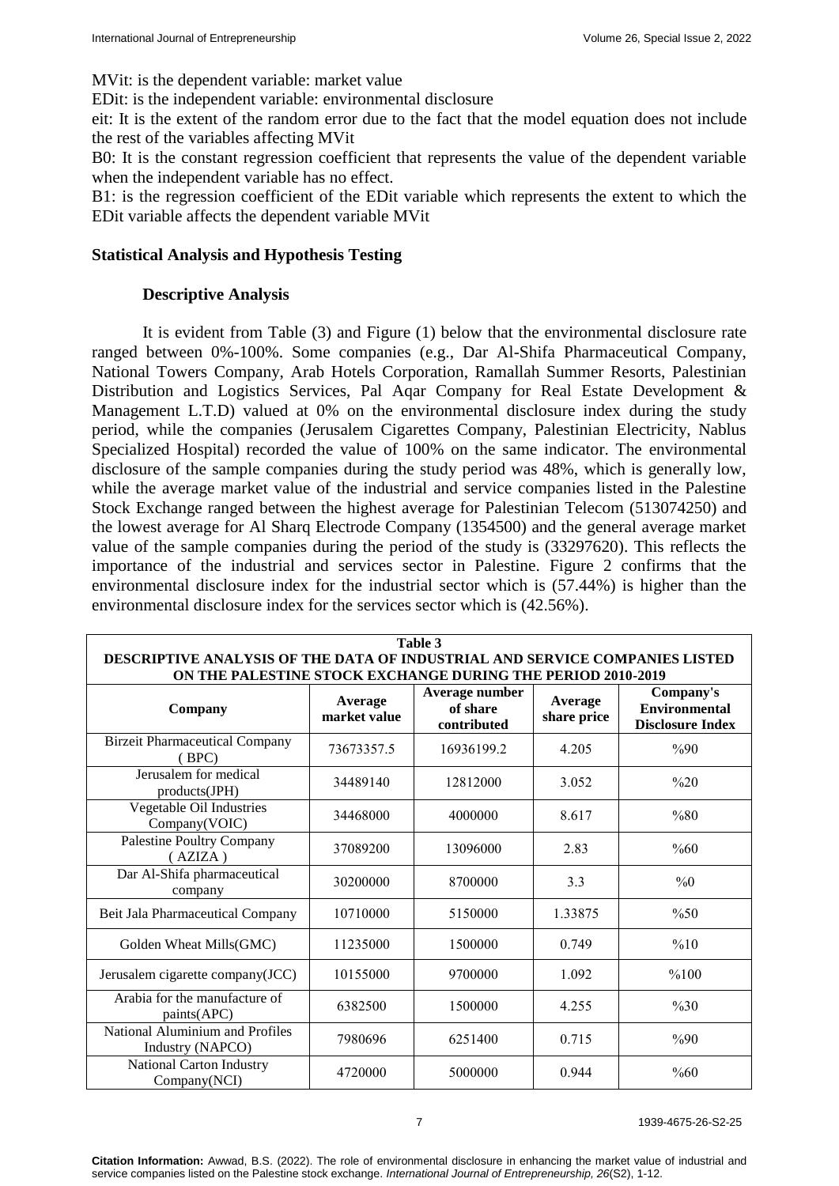$MV_{it}$: is the dependent variable: market value

$ED_{it}$: is the independent variable: environmental disclosure

$e_{it}$: It is the extent of the random error due to the fact that the model equation does not include the rest of the variables affecting $MV_{it}$

$B_0$: It is the constant regression coefficient that represents the value of the dependent variable when the independent variable has no effect.

$B_1$: is the regression coefficient of the $ED_{it}$ variable which represents the extent to which the $ED_{it}$ variable affects the dependent variable $MV_{it}$

## Statistical Analysis and Hypothesis Testing

### Descriptive Analysis

It is evident from Table (3) and Figure (1) below that the environmental disclosure rate ranged between 0%-100%. Some companies (e.g., Dar Al-Shifa Pharmaceutical Company, National Towers Company, Arab Hotels Corporation, Ramallah Summer Resorts, Palestinian Distribution and Logistics Services, Pal Aqar Company for Real Estate Development & Management L.T.D) valued at 0% on the environmental disclosure index during the study period, while the companies (Jerusalem Cigarettes Company, Palestinian Electricity, Nablus Specialized Hospital) recorded the value of 100% on the same indicator. The environmental disclosure of the sample companies during the study period was 48%, which is generally low, while the average market value of the industrial and service companies listed in the Palestine Stock Exchange ranged between the highest average for Palestinian Telecom (513074250) and the lowest average for Al Sharq Electrode Company (1354500) and the general average market value of the sample companies during the period of the study is (33297620). This reflects the importance of the industrial and services sector in Palestine. Figure 2 confirms that the environmental disclosure index for the industrial sector which is (57.44%) is higher than the environmental disclosure index for the services sector which is (42.56%).

**Table 3**
**DESCRIPTIVE ANALYSIS OF THE DATA OF INDUSTRIAL AND SERVICE COMPANIES LISTED ON THE PALESTINE STOCK EXCHANGE DURING THE PERIOD 2010-2019**

| Company | Average market value | Average number of share contributed | Average share price | Company's Environmental Disclosure Index |
|---|---|---|---|---|
| Birzeit Pharmaceutical Company ( BPC) | 73673357.5 | 16936199.2 | 4.205 | %90 |
| Jerusalem for medical products(JPH) | 34489140 | 12812000 | 3.052 | %20 |
| Vegetable Oil Industries Company(VOIC) | 34468000 | 4000000 | 8.617 | %80 |
| Palestine Poultry Company ( AZIZA ) | 37089200 | 13096000 | 2.83 | %60 |
| Dar Al-Shifa pharmaceutical company | 30200000 | 8700000 | 3.3 | %0 |
| Beit Jala Pharmaceutical Company | 10710000 | 5150000 | 1.33875 | %50 |
| Golden Wheat Mills(GMC) | 11235000 | 1500000 | 0.749 | %10 |
| Jerusalem cigarette company(JCC) | 10155000 | 9700000 | 1.092 | %100 |
| Arabia for the manufacture of paints(APC) | 6382500 | 1500000 | 4.255 | %30 |
| National Aluminium and Profiles Industry (NAPCO) | 7980696 | 6251400 | 0.715 | %90 |
| National Carton Industry Company(NCI) | 4720000 | 5000000 | 0.944 | %60 |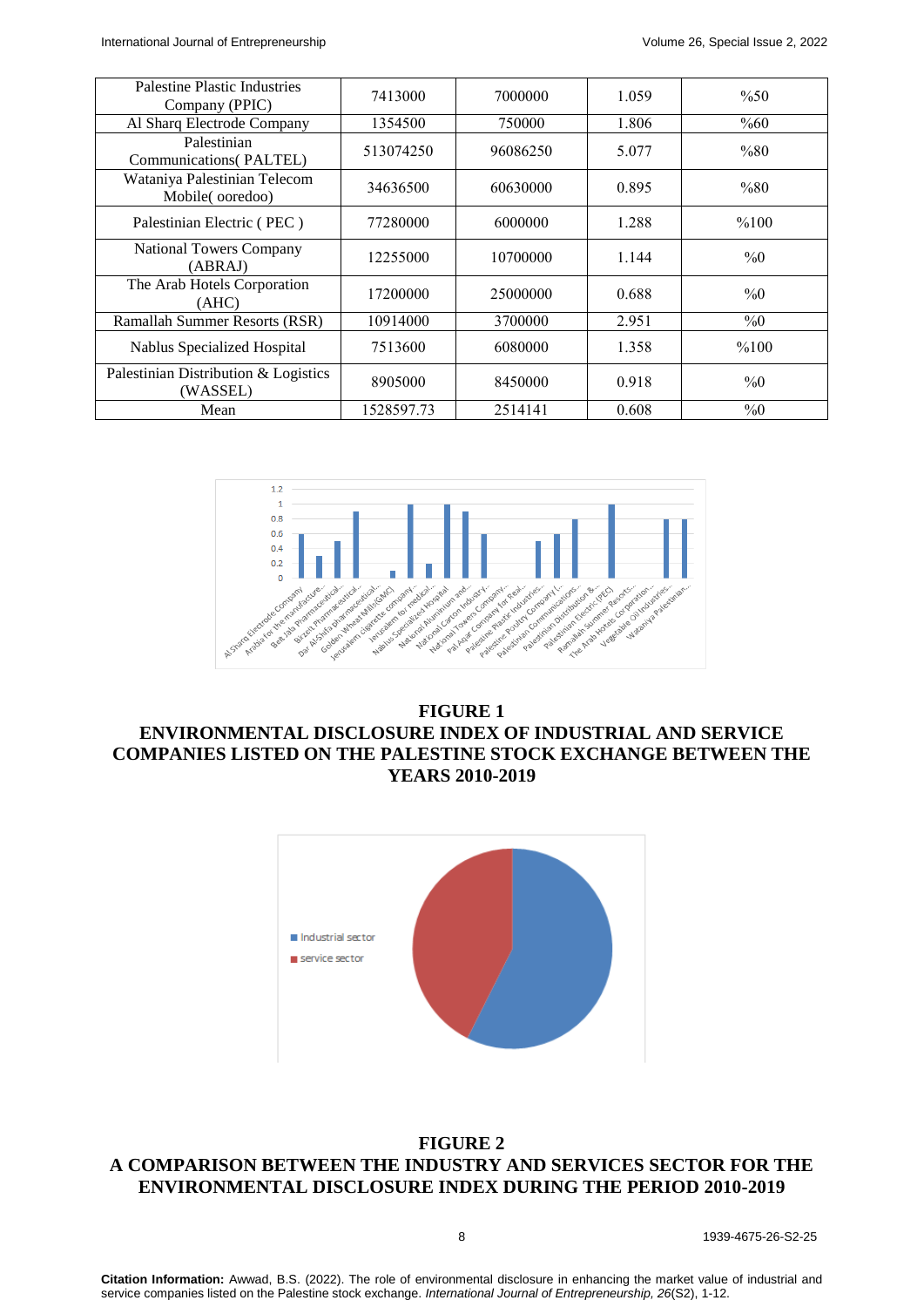| Palestine Plastic Industries Company (PPIC) | 7413000 | 7000000 | 1.059 | %50 |
|---|---|---|---|---|
| Al Sharq Electrode Company | 1354500 | 750000 | 1.806 | %60 |
| Palestinian Communications( PALTEL) | 513074250 | 96086250 | 5.077 | %80 |
| Wataniya Palestinian Telecom Mobile( ooredoo) | 34636500 | 60630000 | 0.895 | %80 |
| Palestinian Electric ( PEC ) | 77280000 | 6000000 | 1.288 | %100 |
| National Towers Company (ABRAJ) | 12255000 | 10700000 | 1.144 | %0 |
| The Arab Hotels Corporation (AHC) | 17200000 | 25000000 | 0.688 | %0 |
| Ramallah Summer Resorts (RSR) | 10914000 | 3700000 | 2.951 | %0 |
| Nablus Specialized Hospital | 7513600 | 6080000 | 1.358 | %100 |
| Palestinian Distribution & Logistics (WASSEL) | 8905000 | 8450000 | 0.918 | %0 |
| Mean | 1528597.73 | 2514141 | 0.608 | %0 |

**FIGURE 1**
**ENVIRONMENTAL DISCLOSURE INDEX OF INDUSTRIAL AND SERVICE COMPANIES LISTED ON THE PALESTINE STOCK EXCHANGE BETWEEN THE YEARS 2010-2019**

**FIGURE 2**
**A COMPARISON BETWEEN THE INDUSTRY AND SERVICES SECTOR FOR THE ENVIRONMENTAL DISCLOSURE INDEX DURING THE PERIOD 2010-2019**

**Citation Information:** Awwad, B.S. (2022). The role of environmental disclosure in enhancing the market value of industrial and service companies listed on the Palestine stock exchange. *International Journal of Entrepreneurship, 26*(S2), 1-12.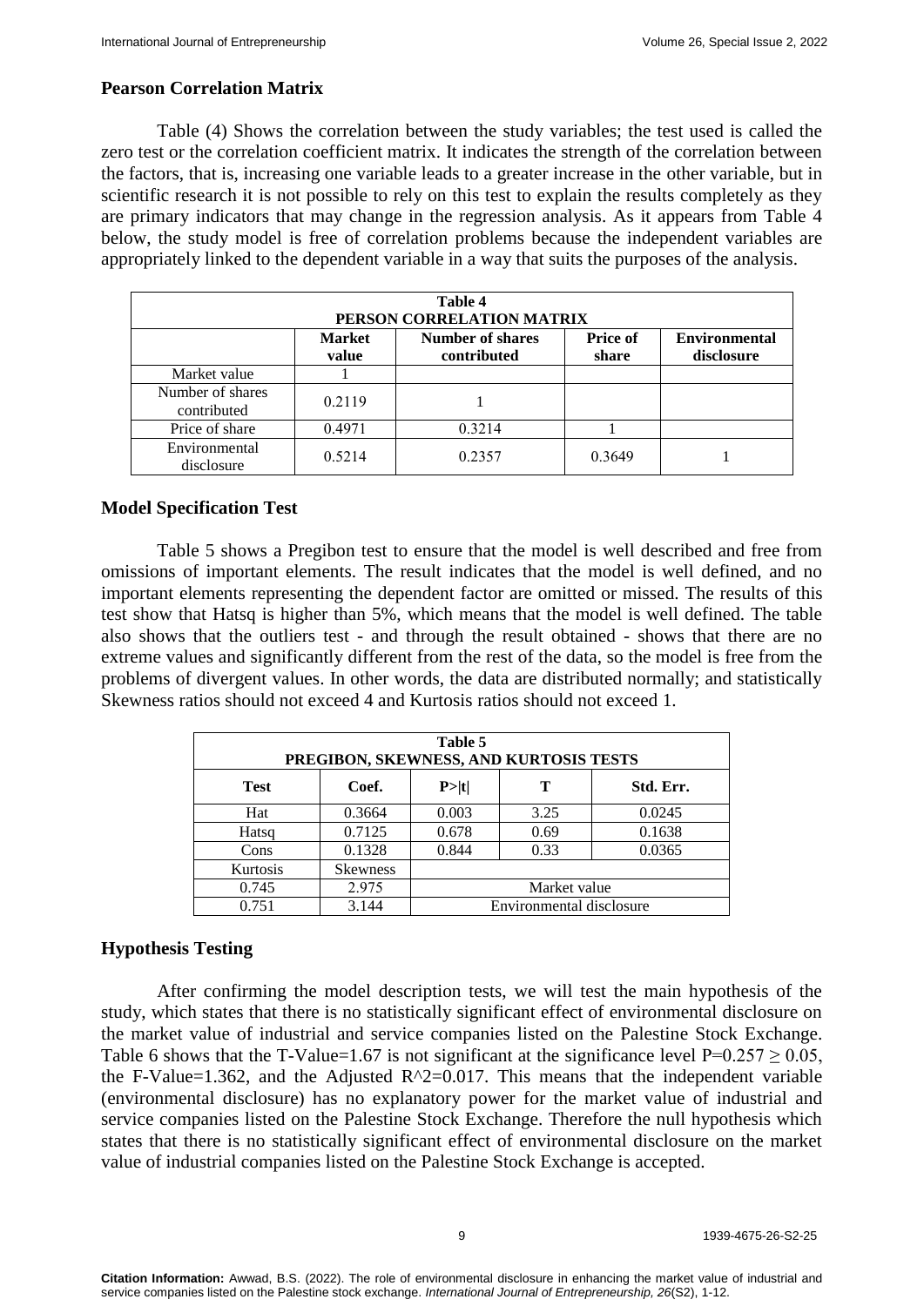## Pearson Correlation Matrix

Table (4) Shows the correlation between the study variables; the test used is called the zero test or the correlation coefficient matrix. It indicates the strength of the correlation between the factors, that is, increasing one variable leads to a greater increase in the other variable, but in scientific research it is not possible to rely on this test to explain the results completely as they are primary indicators that may change in the regression analysis. As it appears from Table 4 below, the study model is free of correlation problems because the independent variables are appropriately linked to the dependent variable in a way that suits the purposes of the analysis.

**Table 4**
**PERSON CORRELATION MATRIX**

| | Market value | Number of shares contributed | Price of share | Environmental disclosure |
|---|---|---|---|---|
| Market value | 1 | | | |
| Number of shares contributed | 0.2119 | 1 | | |
| Price of share | 0.4971 | 0.3214 | 1 | |
| Environmental disclosure | 0.5214 | 0.2357 | 0.3649 | 1 |

## Model Specification Test

Table 5 shows a Pregibon test to ensure that the model is well described and free from omissions of important elements. The result indicates that the model is well defined, and no important elements representing the dependent factor are omitted or missed. The results of this test show that Hatsq is higher than 5%, which means that the model is well defined. The table also shows that the outliers test - and through the result obtained - shows that there are no extreme values and significantly different from the rest of the data, so the model is free from the problems of divergent values. In other words, the data are distributed normally; and statistically Skewness ratios should not exceed 4 and Kurtosis ratios should not exceed 1.

**Table 5**
**PREGIBON, SKEWNESS, AND KURTOSIS TESTS**

| Test | Coef. | P>\|t\| | T | Std. Err. |
|---|---|---|---|---|
| Hat | 0.3664 | 0.003 | 3.25 | 0.0245 |
| Hatsq | 0.7125 | 0.678 | 0.69 | 0.1638 |
| Cons | 0.1328 | 0.844 | 0.33 | 0.0365 |
| Kurtosis | Skewness | | | |
| 0.745 | 2.975 | Market value | | |
| 0.751 | 3.144 | Environmental disclosure | | |

## Hypothesis Testing

After confirming the model description tests, we will test the main hypothesis of the study, which states that there is no statistically significant effect of environmental disclosure on the market value of industrial and service companies listed on the Palestine Stock Exchange. Table 6 shows that the T-Value=1.67 is not significant at the significance level $P=0.257 \geq 0.05$, the F-Value=1.362, and the Adjusted $R^2=0.017$. This means that the independent variable (environmental disclosure) has no explanatory power for the market value of industrial and service companies listed on the Palestine Stock Exchange. Therefore the null hypothesis which states that there is no statistically significant effect of environmental disclosure on the market value of industrial companies listed on the Palestine Stock Exchange is accepted.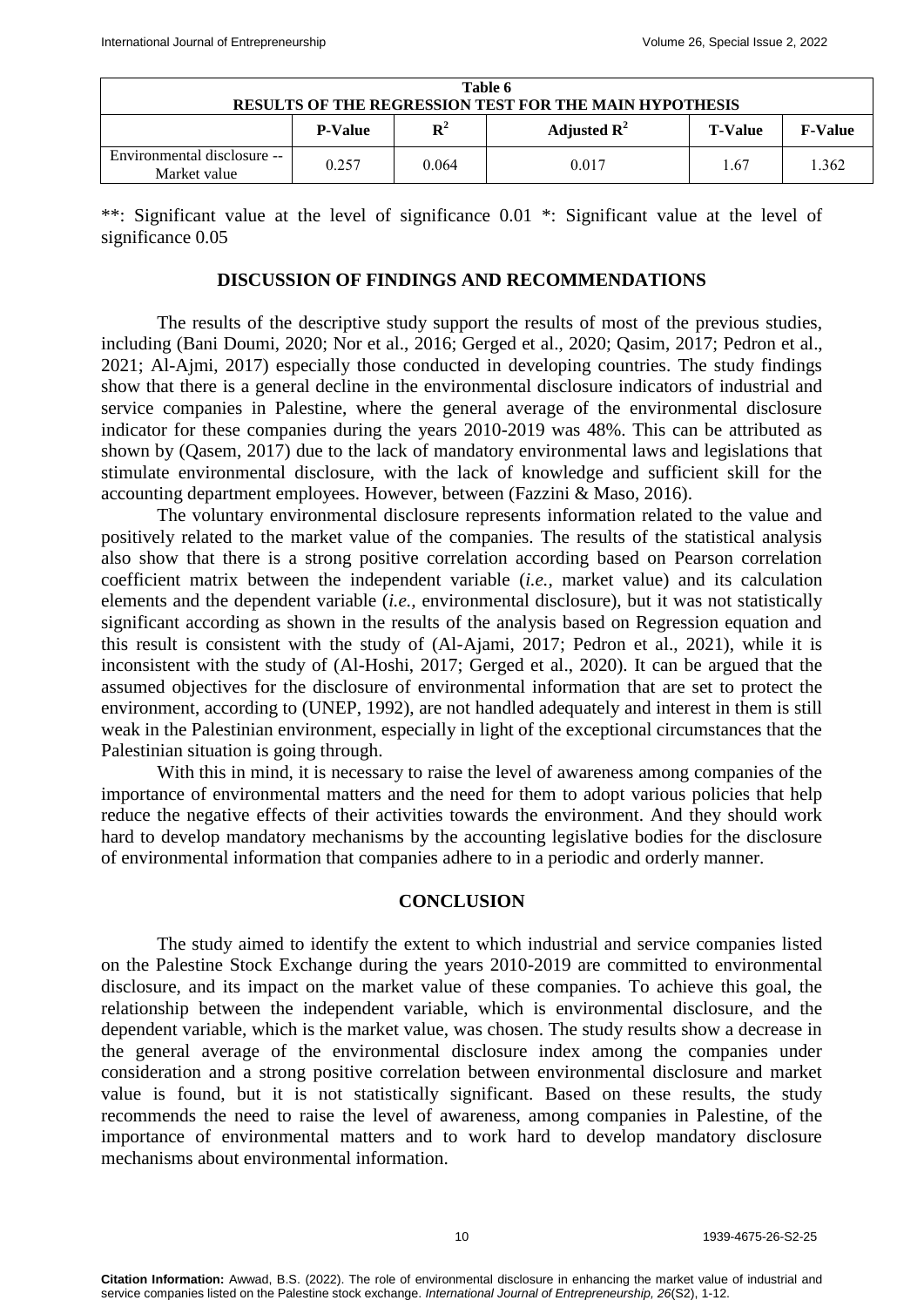| Table 6 RESULTS OF THE REGRESSION TEST FOR THE MAIN HYPOTHESIS | | | | | |
|---|---|---|---|---|---|
| | P-Value | $R^2$ | Adjusted $R^2$ | T-Value | F-Value |
| Environmental disclosure -- Market value | 0.257 | 0.064 | 0.017 | 1.67 | 1.362 |

**: Significant value at the level of significance 0.01 *: Significant value at the level of significance 0.05

## DISCUSSION OF FINDINGS AND RECOMMENDATIONS

The results of the descriptive study support the results of most of the previous studies, including (Bani Doumi, 2020; Nor et al., 2016; Gerged et al., 2020; Qasim, 2017; Pedron et al., 2021; Al-Ajmi, 2017) especially those conducted in developing countries. The study findings show that there is a general decline in the environmental disclosure indicators of industrial and service companies in Palestine, where the general average of the environmental disclosure indicator for these companies during the years 2010-2019 was 48%. This can be attributed as shown by (Qasem, 2017) due to the lack of mandatory environmental laws and legislations that stimulate environmental disclosure, with the lack of knowledge and sufficient skill for the accounting department employees. However, between (Fazzini & Maso, 2016).

The voluntary environmental disclosure represents information related to the value and positively related to the market value of the companies. The results of the statistical analysis also show that there is a strong positive correlation according based on Pearson correlation coefficient matrix between the independent variable (*i.e.,* market value) and its calculation elements and the dependent variable (*i.e.,* environmental disclosure), but it was not statistically significant according as shown in the results of the analysis based on Regression equation and this result is consistent with the study of (Al-Ajami, 2017; Pedron et al., 2021), while it is inconsistent with the study of (Al-Hoshi, 2017; Gerged et al., 2020). It can be argued that the assumed objectives for the disclosure of environmental information that are set to protect the environment, according to (UNEP, 1992), are not handled adequately and interest in them is still weak in the Palestinian environment, especially in light of the exceptional circumstances that the Palestinian situation is going through.

With this in mind, it is necessary to raise the level of awareness among companies of the importance of environmental matters and the need for them to adopt various policies that help reduce the negative effects of their activities towards the environment. And they should work hard to develop mandatory mechanisms by the accounting legislative bodies for the disclosure of environmental information that companies adhere to in a periodic and orderly manner.

## CONCLUSION

The study aimed to identify the extent to which industrial and service companies listed on the Palestine Stock Exchange during the years 2010-2019 are committed to environmental disclosure, and its impact on the market value of these companies. To achieve this goal, the relationship between the independent variable, which is environmental disclosure, and the dependent variable, which is the market value, was chosen. The study results show a decrease in the general average of the environmental disclosure index among the companies under consideration and a strong positive correlation between environmental disclosure and market value is found, but it is not statistically significant. Based on these results, the study recommends the need to raise the level of awareness, among companies in Palestine, of the importance of environmental matters and to work hard to develop mandatory disclosure mechanisms about environmental information.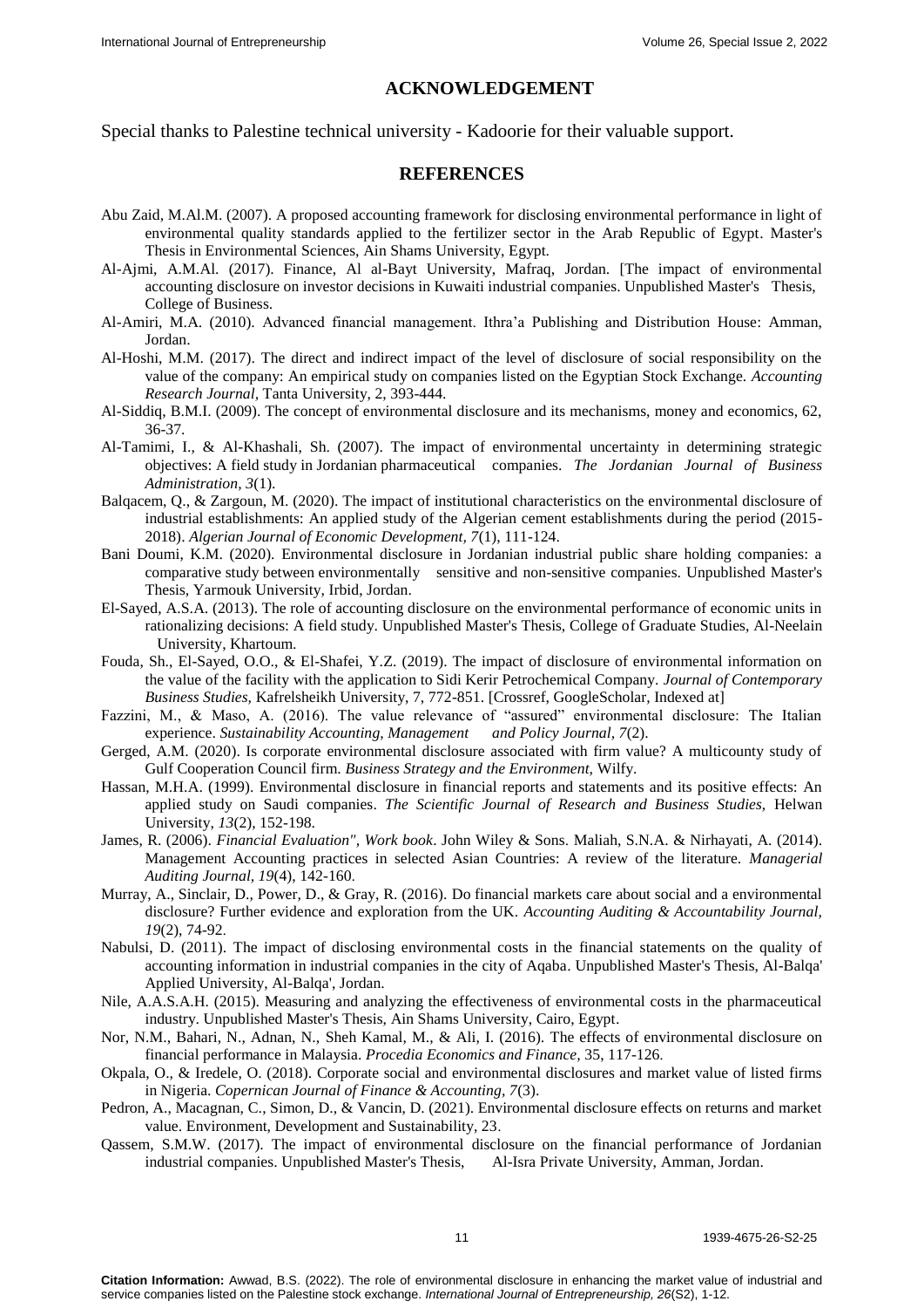## ACKNOWLEDGEMENT

Special thanks to Palestine technical university - Kadoorie for their valuable support.

## REFERENCES

Abu Zaid, M.Al.M. (2007). A proposed accounting framework for disclosing environmental performance in light of environmental quality standards applied to the fertilizer sector in the Arab Republic of Egypt. Master's Thesis in Environmental Sciences, Ain Shams University, Egypt.

Al-Ajmi, A.M.Al. (2017). Finance, Al al-Bayt University, Mafraq, Jordan. [The impact of environmental accounting disclosure on investor decisions in Kuwaiti industrial companies. Unpublished Master's Thesis, College of Business.

Al-Amiri, M.A. (2010). Advanced financial management. Ithra'a Publishing and Distribution House: Amman, Jordan.

Al-Hoshi, M.M. (2017). The direct and indirect impact of the level of disclosure of social responsibility on the value of the company: An empirical study on companies listed on the Egyptian Stock Exchange. *Accounting Research Journal,* Tanta University, 2, 393-444.

Al-Siddiq, B.M.I. (2009). The concept of environmental disclosure and its mechanisms, money and economics, 62, 36-37.

Al-Tamimi, I., & Al-Khashali, Sh. (2007). The impact of environmental uncertainty in determining strategic objectives: A field study in Jordanian pharmaceutical companies. *The Jordanian Journal of Business Administration, 3*(1).

Balqacem, Q., & Zargoun, M. (2020). The impact of institutional characteristics on the environmental disclosure of industrial establishments: An applied study of the Algerian cement establishments during the period (2015-2018). *Algerian Journal of Economic Development, 7*(1), 111-124.

Bani Doumi, K.M. (2020). Environmental disclosure in Jordanian industrial public share holding companies: a comparative study between environmentally sensitive and non-sensitive companies. Unpublished Master's Thesis, Yarmouk University, Irbid, Jordan.

El-Sayed, A.S.A. (2013). The role of accounting disclosure on the environmental performance of economic units in rationalizing decisions: A field study. Unpublished Master's Thesis, College of Graduate Studies, Al-Neelain University, Khartoum.

Fouda, Sh., El-Sayed, O.O., & El-Shafei, Y.Z. (2019). The impact of disclosure of environmental information on the value of the facility with the application to Sidi Kerir Petrochemical Company. *Journal of Contemporary Business Studies,* Kafrelsheikh University, 7, 772-851. [Crossref, GoogleScholar, Indexed at]

Fazzini, M., & Maso, A. (2016). The value relevance of "assured" environmental disclosure: The Italian experience. *Sustainability Accounting, Management and Policy Journal, 7*(2).

Gerged, A.M. (2020). Is corporate environmental disclosure associated with firm value? A multicounty study of Gulf Cooperation Council firm. *Business Strategy and the Environment,* Wilfy.

Hassan, M.H.A. (1999). Environmental disclosure in financial reports and statements and its positive effects: An applied study on Saudi companies. *The Scientific Journal of Research and Business Studies,* Helwan University, *13*(2), 152-198.

James, R. (2006). *Financial Evaluation", Work book*. John Wiley & Sons. Maliah, S.N.A. & Nirhayati, A. (2014). Management Accounting practices in selected Asian Countries: A review of the literature. *Managerial Auditing Journal, 19*(4), 142-160.

Murray, A., Sinclair, D., Power, D., & Gray, R. (2016). Do financial markets care about social and a environmental disclosure? Further evidence and exploration from the UK. *Accounting Auditing & Accountability Journal, 19*(2), 74-92.

Nabulsi, D. (2011). The impact of disclosing environmental costs in the financial statements on the quality of accounting information in industrial companies in the city of Aqaba. Unpublished Master's Thesis, Al-Balqa' Applied University, Al-Balqa', Jordan.

Nile, A.A.S.A.H. (2015). Measuring and analyzing the effectiveness of environmental costs in the pharmaceutical industry. Unpublished Master's Thesis, Ain Shams University, Cairo, Egypt.

Nor, N.M., Bahari, N., Adnan, N., Sheh Kamal, M., & Ali, I. (2016). The effects of environmental disclosure on financial performance in Malaysia. *Procedia Economics and Finance,* 35, 117-126.

Okpala, O., & Iredele, O. (2018). Corporate social and environmental disclosures and market value of listed firms in Nigeria. *Copernican Journal of Finance & Accounting, 7*(3).

Pedron, A., Macagnan, C., Simon, D., & Vancin, D. (2021). Environmental disclosure effects on returns and market value. Environment, Development and Sustainability, 23.

Qassem, S.M.W. (2017). The impact of environmental disclosure on the financial performance of Jordanian industrial companies. Unpublished Master's Thesis, Al-Isra Private University, Amman, Jordan.

**Citation Information:** Awwad, B.S. (2022). The role of environmental disclosure in enhancing the market value of industrial and service companies listed on the Palestine stock exchange. *International Journal of Entrepreneurship, 26*(S2), 1-12.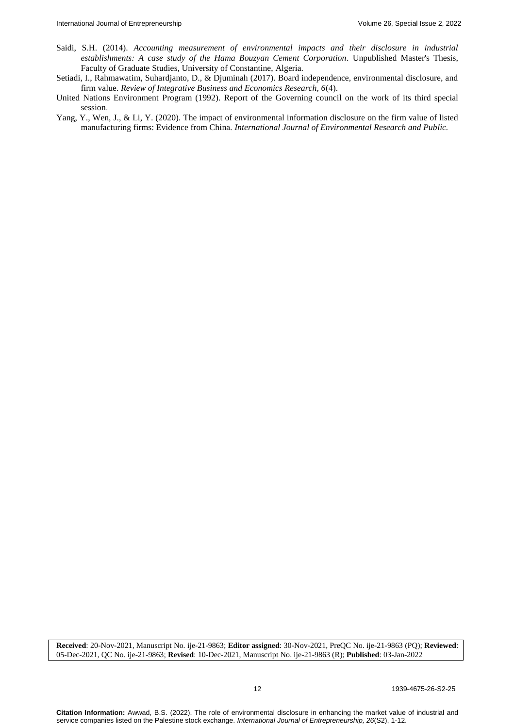Saidi, S.H. (2014). *Accounting measurement of environmental impacts and their disclosure in industrial establishments: A case study of the Hama Bouzyan Cement Corporation*. Unpublished Master's Thesis, Faculty of Graduate Studies, University of Constantine, Algeria.

Setiadi, I., Rahmawatim, Suhardjanto, D., & Djuminah (2017). Board independence, environmental disclosure, and firm value. *Review of Integrative Business and Economics Research, 6*(4).

United Nations Environment Program (1992). Report of the Governing council on the work of its third special session.

Yang, Y., Wen, J., & Li, Y. (2020). The impact of environmental information disclosure on the firm value of listed manufacturing firms: Evidence from China. *International Journal of Environmental Research and Public.*

**Received**: 20-Nov-2021, Manuscript No. ije-21-9863; **Editor assigned**: 30-Nov-2021, PreQC No. ije-21-9863 (PQ); **Reviewed**: 05-Dec-2021, QC No. ije-21-9863; **Revised**: 10-Dec-2021, Manuscript No. ije-21-9863 (R); **Published**: 03-Jan-2022

**Citation Information:** Awwad, B.S. (2022). The role of environmental disclosure in enhancing the market value of industrial and service companies listed on the Palestine stock exchange. *International Journal of Entrepreneurship, 26*(S2), 1-12.